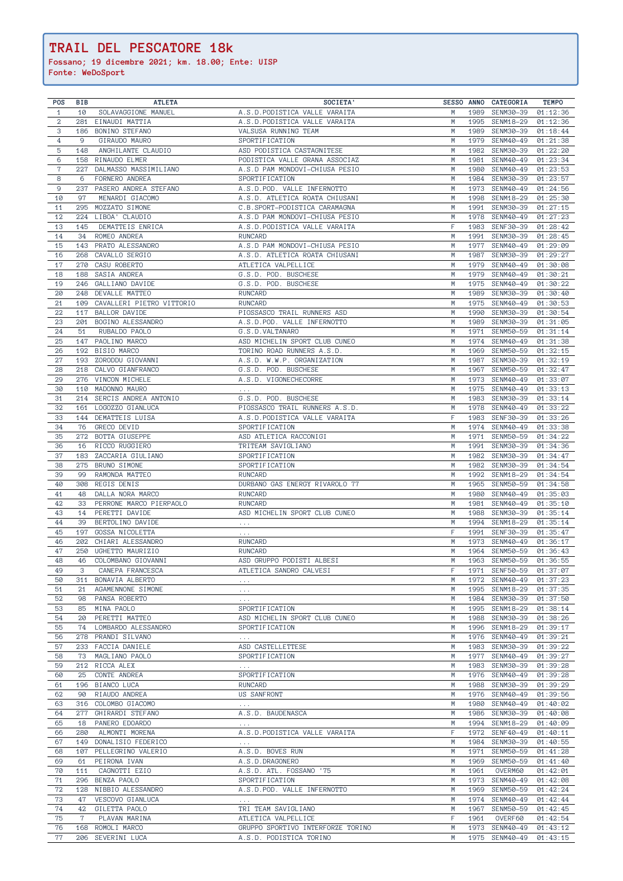# TRAIL DEL PESCATORE 18k

**Fossano; 19 dicembre 2021; km. 18.00; Ente: UISP**
**Fonte: WeDoSport**

| POS | BIB | ATLETA | SOCIETA' | SESSO | ANNO | CATEGORIA | TEMPO |
|---|---|---|---|---|---|---|---|
| 1 | 10 | SOLAVAGGIONE MANUEL | A.S.D.PODISTICA VALLE VARAITA | M | 1989 | SENM30-39 | 01:12:36 |
| 2 | 281 | EINAUDI MATTIA | A.S.D.PODISTICA VALLE VARAITA | M | 1995 | SENM18-29 | 01:12:36 |
| 3 | 186 | BONINO STEFANO | VALSUSA RUNNING TEAM | M | 1989 | SENM30-39 | 01:18:44 |
| 4 | 9 | GIRAUDO MAURO | SPORTIFICATION | M | 1979 | SENM40-49 | 01:21:38 |
| 5 | 148 | ANGHILANTE CLAUDIO | ASD PODISTICA CASTAGNITESE | M | 1982 | SENM30-39 | 01:22:20 |
| 6 | 158 | RINAUDO ELMER | PODISTICA VALLE GRANA ASSOCIAZ | M | 1981 | SENM40-49 | 01:23:34 |
| 7 | 227 | DALMASSO MASSIMILIANO | A.S.D PAM MONDOVI-CHIUSA PESIO | M | 1980 | SENM40-49 | 01:23:53 |
| 8 | 6 | FORNERO ANDREA | SPORTIFICATION | M | 1984 | SENM30-39 | 01:23:57 |
| 9 | 237 | PASERO ANDREA STEFANO | A.S.D.POD. VALLE INFERNOTTO | M | 1973 | SENM40-49 | 01:24:56 |
| 10 | 97 | MENARDI GIACOMO | A.S.D. ATLETICA ROATA CHIUSANI | M | 1998 | SENM18-29 | 01:25:30 |
| 11 | 295 | MOZZATO SIMONE | C.B.SPORT-PODISTICA CARAMAGNA | M | 1991 | SENM30-39 | 01:27:15 |
| 12 | 224 | LIBOA' CLAUDIO | A.S.D PAM MONDOVI-CHIUSA PESIO | M | 1978 | SENM40-49 | 01:27:23 |
| 13 | 145 | DEMATTEIS ENRICA | A.S.D.PODISTICA VALLE VARAITA | F | 1983 | SENF30-39 | 01:28:42 |
| 14 | 34 | ROMEO ANDREA | RUNCARD | M | 1991 | SENM30-39 | 01:28:45 |
| 15 | 143 | PRATO ALESSANDRO | A.S.D PAM MONDOVI-CHIUSA PESIO | M | 1977 | SENM40-49 | 01:29:09 |
| 16 | 268 | CAVALLO SERGIO | A.S.D. ATLETICA ROATA CHIUSANI | M | 1987 | SENM30-39 | 01:29:27 |
| 17 | 270 | CASU ROBERTO | ATLETICA VALPELLICE | M | 1979 | SENM40-49 | 01:30:08 |
| 18 | 188 | SASIA ANDREA | G.S.D. POD. BUSCHESE | M | 1979 | SENM40-49 | 01:30:21 |
| 19 | 246 | GALLIANO DAVIDE | G.S.D. POD. BUSCHESE | M | 1975 | SENM40-49 | 01:30:22 |
| 20 | 248 | DEVALLE MATTEO | RUNCARD | M | 1989 | SENM30-39 | 01:30:40 |
| 21 | 109 | CAVALLERI PIETRO VITTORIO | RUNCARD | M | 1975 | SENM40-49 | 01:30:53 |
| 22 | 117 | BALLOR DAVIDE | PIOSSASCO TRAIL RUNNERS ASD | M | 1990 | SENM30-39 | 01:30:54 |
| 23 | 201 | BOGINO ALESSANDRO | A.S.D.POD. VALLE INFERNOTTO | M | 1989 | SENM30-39 | 01:31:05 |
| 24 | 51 | RUBALDO PAOLO | G.S.D.VALTANARO | M | 1971 | SENM50-59 | 01:31:14 |
| 25 | 147 | PAOLINO MARCO | ASD MICHELIN SPORT CLUB CUNEO | M | 1974 | SENM40-49 | 01:31:38 |
| 26 | 192 | BISIO MARCO | TORINO ROAD RUNNERS A.S.D. | M | 1969 | SENM50-59 | 01:32:15 |
| 27 | 193 | ZORODDU GIOVANNI | A.S.D. W.W.P. ORGANIZATION | M | 1987 | SENM30-39 | 01:32:19 |
| 28 | 218 | CALVO GIANFRANCO | G.S.D. POD. BUSCHESE | M | 1967 | SENM50-59 | 01:32:47 |
| 29 | 276 | VINCON MICHELE | A.S.D. VIGONECHECORRE | M | 1973 | SENM40-49 | 01:33:07 |
| 30 | 110 | MADONNO MAURO | ... | M | 1975 | SENM40-49 | 01:33:13 |
| 31 | 214 | SERCIS ANDREA ANTONIO | G.S.D. POD. BUSCHESE | M | 1983 | SENM30-39 | 01:33:14 |
| 32 | 161 | LOGOZZO GIANLUCA | PIOSSASCO TRAIL RUNNERS A.S.D. | M | 1978 | SENM40-49 | 01:33:22 |
| 33 | 144 | DEMATTEIS LUISA | A.S.D.PODISTICA VALLE VARAITA | F | 1983 | SENF30-39 | 01:33:26 |
| 34 | 76 | GRECO DEVID | SPORTIFICATION | M | 1974 | SENM40-49 | 01:33:38 |
| 35 | 272 | BOTTA GIUSEPPE | ASD ATLETICA RACCONIGI | M | 1971 | SENM50-59 | 01:34:22 |
| 36 | 16 | RICCO RUGGIERO | TRITEAM SAVIGLIANO | M | 1991 | SENM30-39 | 01:34:36 |
| 37 | 183 | ZACCARIA GIULIANO | SPORTIFICATION | M | 1982 | SENM30-39 | 01:34:47 |
| 38 | 275 | BRUNO SIMONE | SPORTIFICATION | M | 1982 | SENM30-39 | 01:34:54 |
| 39 | 99 | RAMONDA MATTEO | RUNCARD | M | 1992 | SENM18-29 | 01:34:54 |
| 40 | 308 | REGIS DENIS | DURBANO GAS ENERGY RIVAROLO 77 | M | 1965 | SENM50-59 | 01:34:58 |
| 41 | 48 | DALLA NORA MARCO | RUNCARD | M | 1980 | SENM40-49 | 01:35:03 |
| 42 | 33 | PERRONE MARCO PIERPAOLO | RUNCARD | M | 1981 | SENM40-49 | 01:35:10 |
| 43 | 14 | PERETTI DAVIDE | ASD MICHELIN SPORT CLUB CUNEO | M | 1988 | SENM30-39 | 01:35:14 |
| 44 | 39 | BERTOLINO DAVIDE | ... | M | 1994 | SENM18-29 | 01:35:14 |
| 45 | 197 | GOSSA NICOLETTA | ... | F | 1991 | SENF30-39 | 01:35:47 |
| 46 | 202 | CHIARI ALESSANDRO | RUNCARD | M | 1973 | SENM40-49 | 01:36:17 |
| 47 | 250 | UGHETTO MAURIZIO | RUNCARD | M | 1964 | SENM50-59 | 01:36:43 |
| 48 | 46 | COLOMBANO GIOVANNI | ASD GRUPPO PODISTI ALBESI | M | 1963 | SENM50-59 | 01:36:55 |
| 49 | 3 | CANEPA FRANCESCA | ATLETICA SANDRO CALVESI | F | 1971 | SENF50-59 | 01:37:07 |
| 50 | 311 | BONAVIA ALBERTO | ... | M | 1972 | SENM40-49 | 01:37:23 |
| 51 | 21 | AGAMENNONE SIMONE | ... | M | 1995 | SENM18-29 | 01:37:35 |
| 52 | 98 | PANSA ROBERTO | ... | M | 1984 | SENM30-39 | 01:37:50 |
| 53 | 85 | MINA PAOLO | SPORTIFICATION | M | 1995 | SENM18-29 | 01:38:14 |
| 54 | 20 | PERETTI MATTEO | ASD MICHELIN SPORT CLUB CUNEO | M | 1988 | SENM30-39 | 01:38:26 |
| 55 | 74 | LOMBARDO ALESSANDRO | SPORTIFICATION | M | 1996 | SENM18-29 | 01:39:17 |
| 56 | 278 | PRANDI SILVANO | ... | M | 1976 | SENM40-49 | 01:39:21 |
| 57 | 233 | FACCIA DANIELE | ASD CASTELLETTESE | M | 1983 | SENM30-39 | 01:39:22 |
| 58 | 73 | MAGLIANO PAOLO | SPORTIFICATION | M | 1977 | SENM40-49 | 01:39:27 |
| 59 | 212 | RICCA ALEX | ... | M | 1983 | SENM30-39 | 01:39:28 |
| 60 | 25 | CONTE ANDREA | SPORTIFICATION | M | 1976 | SENM40-49 | 01:39:28 |
| 61 | 196 | BIANCO LUCA | RUNCARD | M | 1988 | SENM30-39 | 01:39:29 |
| 62 | 90 | RIAUDO ANDREA | US SANFRONT | M | 1976 | SENM40-49 | 01:39:56 |
| 63 | 316 | COLOMBO GIACOMO | ... | M | 1980 | SENM40-49 | 01:40:02 |
| 64 | 277 | GHIRARDI STEFANO | A.S.D. BAUDENASCA | M | 1986 | SENM30-39 | 01:40:08 |
| 65 | 18 | PANERO EDOARDO | ... | M | 1994 | SENM18-29 | 01:40:09 |
| 66 | 280 | ALMONTI MORENA | A.S.D.PODISTICA VALLE VARAITA | F | 1972 | SENF40-49 | 01:40:11 |
| 67 | 149 | DONALISIO FEDERICO | ... | M | 1984 | SENM30-39 | 01:40:55 |
| 68 | 107 | PELLEGRINO VALERIO | A.S.D. BOVES RUN | M | 1971 | SENM50-59 | 01:41:28 |
| 69 | 61 | PEIRONA IVAN | A.S.D.DRAGONERO | M | 1969 | SENM50-59 | 01:41:40 |
| 70 | 111 | CAGNOTTI EZIO | A.S.D. ATL. FOSSANO '75 | M | 1961 | OVERM60 | 01:42:01 |
| 71 | 296 | BENZA PAOLO | SPORTIFICATION | M | 1973 | SENM40-49 | 01:42:08 |
| 72 | 128 | NIBBIO ALESSANDRO | A.S.D.POD. VALLE INFERNOTTO | M | 1969 | SENM50-59 | 01:42:24 |
| 73 | 47 | VESCOVO GIANLUCA | ... | M | 1974 | SENM40-49 | 01:42:44 |
| 74 | 42 | GILETTA PAOLO | TRI TEAM SAVIGLIANO | M | 1967 | SENM50-59 | 01:42:45 |
| 75 | 7 | PLAVAN MARINA | ATLETICA VALPELLICE | F | 1961 | OVERF60 | 01:42:54 |
| 76 | 168 | ROMOLI MARCO | GRUPPO SPORTIVO INTERFORZE TORINO | M | 1973 | SENM40-49 | 01:43:12 |
| 77 | 206 | SEVERINI LUCA | A.S.D. PODISTICA TORINO | M | 1975 | SENM40-49 | 01:43:15 |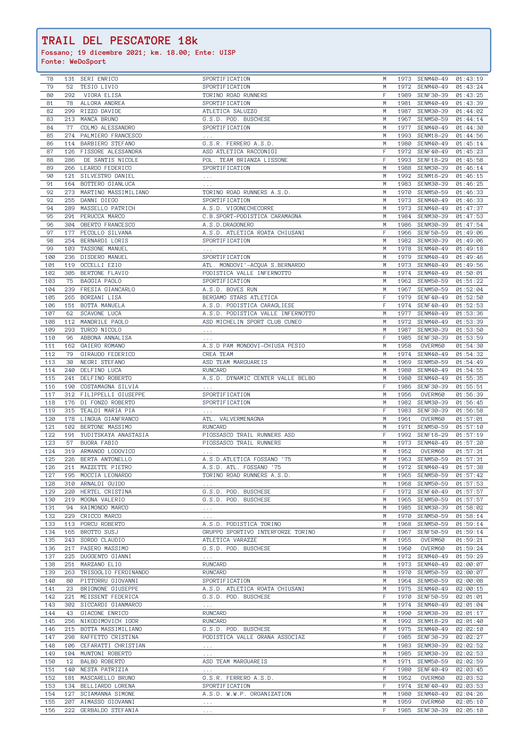# TRAIL DEL PESCATORE 18k

**Fossano; 19 dicembre 2021; km. 18.00; Ente: UISP**
**Fonte: WeDoSport**

| | | | | | | | |
|---|---|---|---|---|---|---|---|
| 78 | 131 | SERI ENRICO | SPORTIFICATION | M | 1973 | SENM40-49 | 01:43:19 |
| 79 | 52 | TESIO LIVIO | SPORTIFICATION | M | 1972 | SENM40-49 | 01:43:24 |
| 80 | 292 | VIORA ELISA | TORINO ROAD RUNNERS | F | 1989 | SENF30-39 | 01:43:25 |
| 81 | 78 | ALLORA ANDREA | SPORTIFICATION | M | 1981 | SENM40-49 | 01:43:39 |
| 82 | 299 | RIZZO DAVIDE | ATLETICA SALUZZO | M | 1987 | SENM30-39 | 01:44:02 |
| 83 | 213 | MANCA BRUNO | G.S.D. POD. BUSCHESE | M | 1967 | SENM50-59 | 01:44:14 |
| 84 | 77 | COLMO ALESSANDRO | SPORTIFICATION | M | 1977 | SENM40-49 | 01:44:30 |
| 85 | 274 | PALMIERO FRANCESCO | ... | M | 1993 | SENM18-29 | 01:44:56 |
| 86 | 114 | BARBIERO STEFANO | G.S.R. FERRERO A.S.D. | M | 1980 | SENM40-49 | 01:45:14 |
| 87 | 126 | FISSORE ALESSANDRA | ASD ATLETICA RACCONIGI | F | 1972 | SENF40-49 | 01:45:23 |
| 88 | 286 | DE SANTIS NICOLE | POL. TEAM BRIANZA LISSONE | F | 1993 | SENF18-29 | 01:45:58 |
| 89 | 266 | LEARDO FEDERICO | SPORTIFICATION | M | 1988 | SENM30-39 | 01:46:14 |
| 90 | 121 | SILVESTRO DANIEL | ... | M | 1992 | SENM18-29 | 01:46:15 |
| 91 | 164 | BOTTERO GIANLUCA | ... | M | 1983 | SENM30-39 | 01:46:25 |
| 92 | 273 | MARTINO MASSIMILIANO | TORINO ROAD RUNNERS A.S.D. | M | 1970 | SENM50-59 | 01:46:33 |
| 92 | 255 | DANNI DIEGO | SPORTIFICATION | M | 1973 | SENM40-49 | 01:46:33 |
| 94 | 289 | MASSELLO PATRICH | A.S.D. VIGONECHECORRE | M | 1973 | SENM40-49 | 01:47:37 |
| 95 | 291 | PERUCCA MARCO | C.B.SPORT-PODISTICA CARAMAGNA | M | 1984 | SENM30-39 | 01:47:53 |
| 96 | 304 | OBERTO FRANCESCO | A.S.D.DRAGONERO | M | 1986 | SENM30-39 | 01:47:54 |
| 97 | 177 | PECOLLO SILVANA | A.S.D. ATLETICA ROATA CHIUSANI | F | 1966 | SENF50-59 | 01:49:06 |
| 98 | 254 | BERNARDI LORIS | SPORTIFICATION | M | 1982 | SENM30-39 | 01:49:06 |
| 99 | 103 | TASSONE MANUEL | ... | M | 1978 | SENM40-49 | 01:49:18 |
| 100 | 236 | DISDERO MANUEL | SPORTIFICATION | M | 1979 | SENM40-49 | 01:49:46 |
| 101 | 119 | OCCELLI EZIO | ATL. MONDOVI'-ACQUA S.BERNARDO | M | 1973 | SENM40-49 | 01:49:56 |
| 102 | 305 | BERTONE FLAVIO | PODISTICA VALLE INFERNOTTO | M | 1974 | SENM40-49 | 01:50:01 |
| 103 | 75 | BAGGIA PAOLO | SPORTIFICATION | M | 1962 | SENM50-59 | 01:51:22 |
| 104 | 239 | FRESIA GIANCARLO | A.S.D. BOVES RUN | M | 1967 | SENM50-59 | 01:52:04 |
| 105 | 265 | BORZANI LISA | BERGAMO STARS ATLETICA | F | 1979 | SENF40-49 | 01:52:50 |
| 106 | 151 | BOTTA MANUELA | A.S.D. PODISTICA CARAGLIESE | F | 1974 | SENF40-49 | 01:52:53 |
| 107 | 62 | SCAVONE LUCA | A.S.D. PODISTICA VALLE INFERNOTTO | M | 1977 | SENM40-49 | 01:53:36 |
| 108 | 112 | MANDRILE PAOLO | ASD MICHELIN SPORT CLUB CUNEO | M | 1972 | SENM40-49 | 01:53:39 |
| 109 | 293 | TURCO NICOLO | ... | M | 1987 | SENM30-39 | 01:53:50 |
| 110 | 96 | ABBONA ANNALISA | ... | F | 1985 | SENF30-39 | 01:53:59 |
| 111 | 162 | GAIERO ROMANO | A.S.D PAM MONDOVI-CHIUSA PESIO | M | 1958 | OVERM60 | 01:54:30 |
| 112 | 79 | GIRAUDO FEDERICO | CREA TEAM | M | 1974 | SENM40-49 | 01:54:32 |
| 113 | 30 | NEGRI STEFANO | ASD TEAM MARGUAREIS | M | 1969 | SENM50-59 | 01:54:49 |
| 114 | 240 | DELFINO LUCA | RUNCARD | M | 1980 | SENM40-49 | 01:54:55 |
| 115 | 241 | DELFINO ROBERTO | A.S.D. DYNAMIC CENTER VALLE BELBO | M | 1980 | SENM40-49 | 01:55:35 |
| 116 | 190 | COSTAMAGNA SILVIA | ... | F | 1986 | SENF30-39 | 01:55:51 |
| 117 | 312 | FILIPPELLI GIUSEPPE | SPORTIFICATION | M | 1956 | OVERM60 | 01:56:39 |
| 118 | 176 | DI FONZO ROBERTO | SPORTIFICATION | M | 1982 | SENM30-39 | 01:56:45 |
| 119 | 315 | TEALDI MARIA PIA | ... | F | 1983 | SENF30-39 | 01:56:58 |
| 120 | 178 | LINGUA GIANFRANCO | ATL. VALVERMENAGNA | M | 1961 | OVERM60 | 01:57:01 |
| 121 | 102 | BERTONE MASSIMO | RUNCARD | M | 1971 | SENM50-59 | 01:57:10 |
| 122 | 191 | YUDITSKAYA ANASTASIA | PIOSSASCO TRAIL RUNNERS ASD | F | 1992 | SENF18-29 | 01:57:19 |
| 123 | 57 | BUORA FABIO | PIOSSASCO TRAIL RUNNERS | M | 1973 | SENM40-49 | 01:57:20 |
| 124 | 319 | ARMANDO LODOVICO | ... | M | 1952 | OVERM60 | 01:57:31 |
| 125 | 226 | BERTA ANTONELLO | A.S.D.ATLETICA FOSSANO '75 | M | 1963 | SENM50-59 | 01:57:31 |
| 126 | 211 | MAZZETTE PIETRO | A.S.D. ATL. FOSSANO '75 | M | 1972 | SENM40-49 | 01:57:38 |
| 127 | 195 | MOCCIA LEONARDO | TORINO ROAD RUNNERS A.S.D. | M | 1965 | SENM50-59 | 01:57:42 |
| 128 | 310 | ARNALDI GUIDO | ... | M | 1968 | SENM50-59 | 01:57:53 |
| 129 | 220 | HERTEL CRISTINA | G.S.D. POD. BUSCHESE | F | 1972 | SENF40-49 | 01:57:57 |
| 130 | 219 | MOGNA VALERIO | G.S.D. POD. BUSCHESE | M | 1965 | SENM50-59 | 01:57:57 |
| 131 | 94 | RAIMONDO MARCO | ... | M | 1985 | SENM30-39 | 01:58:02 |
| 132 | 229 | CRICCO MARCO | ... | M | 1970 | SENM50-59 | 01:58:14 |
| 133 | 113 | PORCU ROBERTO | A.S.D. PODISTICA TORINO | M | 1968 | SENM50-59 | 01:59:14 |
| 134 | 165 | BROTTO SUSJ | GRUPPO SPORTIVO INTERFORZE TORINO | F | 1967 | SENF50-59 | 01:59:14 |
| 135 | 243 | SORDO CLAUDIO | ATLETICA VARAZZE | M | 1955 | OVERM60 | 01:59:21 |
| 136 | 217 | PASERO MASSIMO | G.S.D. POD. BUSCHESE | M | 1960 | OVERM60 | 01:59:24 |
| 137 | 225 | DUGGENTO GIANNI | ... | M | 1972 | SENM40-49 | 01:59:29 |
| 138 | 251 | MARZANO ELIO | RUNCARD | M | 1973 | SENM40-49 | 02:00:07 |
| 139 | 263 | TRISOGLIO FERDINANDO | RUNCARD | M | 1970 | SENM50-59 | 02:00:07 |
| 140 | 80 | PITTORRU GIOVANNI | SPORTIFICATION | M | 1964 | SENM50-59 | 02:00:08 |
| 141 | 23 | BRIGNONE GIUSEPPE | A.S.D. ATLETICA ROATA CHIUSANI | M | 1975 | SENM40-49 | 02:00:15 |
| 142 | 221 | MEISSENT FEDERICA | G.S.D. POD. BUSCHESE | F | 1970 | SENF50-59 | 02:01:01 |
| 143 | 302 | SICCARDI GIANMARCO | ... | M | 1974 | SENM40-49 | 02:01:04 |
| 144 | 43 | GIACONE ENRICO | RUNCARD | M | 1990 | SENM30-39 | 02:01:17 |
| 145 | 256 | NIKODIMOVICH IGOR | RUNCARD | M | 1992 | SENM18-29 | 02:01:40 |
| 146 | 215 | BOTTA MASSIMILIANO | G.S.D. POD. BUSCHESE | M | 1975 | SENM40-49 | 02:02:10 |
| 147 | 298 | RAFFETTO CRISTINA | PODISTICA VALLE GRANA ASSOCIAZ | F | 1985 | SENF30-39 | 02:02:27 |
| 148 | 106 | CEFARATTI CHRISTIAN | ... | M | 1983 | SENM30-39 | 02:02:52 |
| 149 | 104 | MUNTONI ROBERTO | ... | M | 1985 | SENM30-39 | 02:02:53 |
| 150 | 12 | BALBO ROBERTO | ASD TEAM MARGUAREIS | M | 1971 | SENM50-59 | 02:02:59 |
| 151 | 140 | NESTA PATRIZIA | ... | F | 1980 | SENF40-49 | 02:03:45 |
| 152 | 181 | MASCARELLO BRUNO | G.S.R. FERRERO A.S.D. | M | 1952 | OVERM60 | 02:03:52 |
| 153 | 134 | BELLIARDO LORENA | SPORTIFICATION | F | 1974 | SENF40-49 | 02:03:53 |
| 154 | 127 | SCIAMANNA SIMONE | A.S.D. W.W.P. ORGANIZATION | M | 1980 | SENM40-49 | 02:04:26 |
| 155 | 207 | AIMASSO GIOVANNI | ... | M | 1959 | OVERM60 | 02:05:10 |
| 156 | 222 | GERBALDO STEFANIA | ... | F | 1985 | SENF30-39 | 02:05:10 |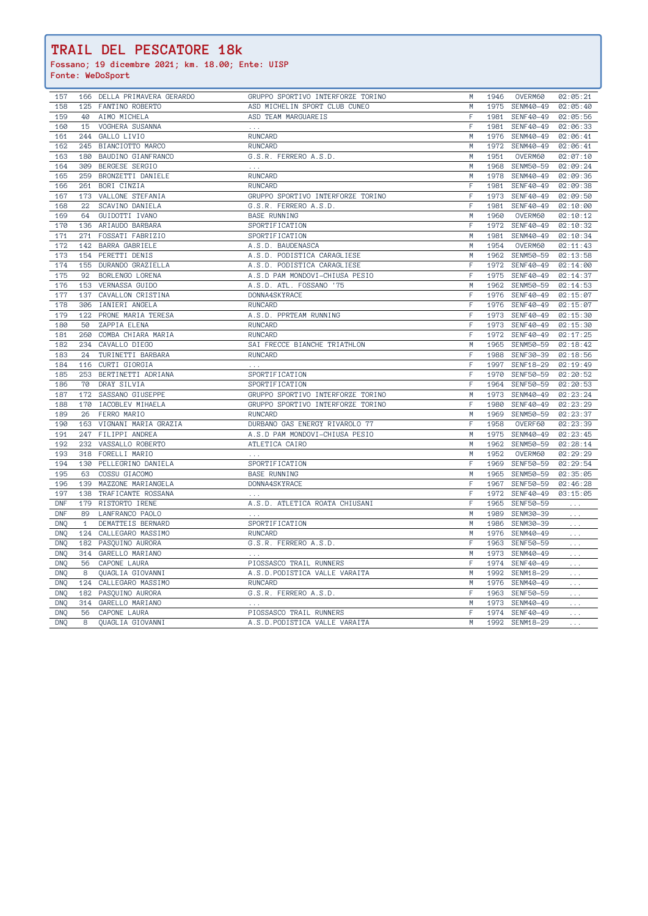# TRAIL DEL PESCATORE 18k

**Fossano; 19 dicembre 2021; km. 18.00; Ente: UISP**

**Fonte: WeDoSport**

| | | | | | | | |
|---|---|---|---|---|---|---|---|
| 157 | 166 | DELLA PRIMAVERA GERARDO | GRUPPO SPORTIVO INTERFORZE TORINO | M | 1946 | OVERM60 | 02:05:21 |
| 158 | 125 | FANTINO ROBERTO | ASD MICHELIN SPORT CLUB CUNEO | M | 1975 | SENM40-49 | 02:05:40 |
| 159 | 40 | AIMO MICHELA | ASD TEAM MARGUAREIS | F | 1981 | SENF40-49 | 02:05:56 |
| 160 | 15 | VOGHERA SUSANNA | ... | F | 1981 | SENF40-49 | 02:06:33 |
| 161 | 244 | GALLO LIVIO | RUNCARD | M | 1976 | SENM40-49 | 02:06:41 |
| 162 | 245 | BIANCIOTTO MARCO | RUNCARD | M | 1972 | SENM40-49 | 02:06:41 |
| 163 | 180 | BAUDINO GIANFRANCO | G.S.R. FERRERO A.S.D. | M | 1951 | OVERM60 | 02:07:10 |
| 164 | 309 | BERGESE SERGIO | ... | M | 1968 | SENM50-59 | 02:09:24 |
| 165 | 259 | BRONZETTI DANIELE | RUNCARD | M | 1978 | SENM40-49 | 02:09:36 |
| 166 | 261 | BORI CINZIA | RUNCARD | F | 1981 | SENF40-49 | 02:09:38 |
| 167 | 173 | VALLONE STEFANIA | GRUPPO SPORTIVO INTERFORZE TORINO | F | 1973 | SENF40-49 | 02:09:50 |
| 168 | 22 | SCAVINO DANIELA | G.S.R. FERRERO A.S.D. | F | 1981 | SENF40-49 | 02:10:00 |
| 169 | 64 | GUIDOTTI IVANO | BASE RUNNING | M | 1960 | OVERM60 | 02:10:12 |
| 170 | 136 | ARIAUDO BARBARA | SPORTIFICATION | F | 1972 | SENF40-49 | 02:10:32 |
| 171 | 271 | FOSSATI FABRIZIO | SPORTIFICATION | M | 1981 | SENM40-49 | 02:10:34 |
| 172 | 142 | BARRA GABRIELE | A.S.D. BAUDENASCA | M | 1954 | OVERM60 | 02:11:43 |
| 173 | 154 | PERETTI DENIS | A.S.D. PODISTICA CARAGLIESE | M | 1962 | SENM50-59 | 02:13:58 |
| 174 | 155 | DURANDO GRAZIELLA | A.S.D. PODISTICA CARAGLIESE | F | 1972 | SENF40-49 | 02:14:00 |
| 175 | 92 | BORLENGO LORENA | A.S.D PAM MONDOVI-CHIUSA PESIO | F | 1975 | SENF40-49 | 02:14:37 |
| 176 | 153 | VERNASSA GUIDO | A.S.D. ATL. FOSSANO '75 | M | 1962 | SENM50-59 | 02:14:53 |
| 177 | 137 | CAVALLON CRISTINA | DONNA4SKYRACE | F | 1976 | SENF40-49 | 02:15:07 |
| 178 | 306 | IANIERI ANGELA | RUNCARD | F | 1976 | SENF40-49 | 02:15:07 |
| 179 | 122 | PRONE MARIA TERESA | A.S.D. PPRTEAM RUNNING | F | 1973 | SENF40-49 | 02:15:30 |
| 180 | 50 | ZAPPIA ELENA | RUNCARD | F | 1973 | SENF40-49 | 02:15:30 |
| 181 | 260 | COMBA CHIARA MARIA | RUNCARD | F | 1972 | SENF40-49 | 02:17:25 |
| 182 | 234 | CAVALLO DIEGO | SAI FRECCE BIANCHE TRIATHLON | M | 1965 | SENM50-59 | 02:18:42 |
| 183 | 24 | TURINETTI BARBARA | RUNCARD | F | 1988 | SENF30-39 | 02:18:56 |
| 184 | 116 | CURTI GIORGIA | ... | F | 1997 | SENF18-29 | 02:19:49 |
| 185 | 253 | BERTINETTI ADRIANA | SPORTIFICATION | F | 1970 | SENF50-59 | 02:20:52 |
| 186 | 70 | DRAY SILVIA | SPORTIFICATION | F | 1964 | SENF50-59 | 02:20:53 |
| 187 | 172 | SASSANO GIUSEPPE | GRUPPO SPORTIVO INTERFORZE TORINO | M | 1973 | SENM40-49 | 02:23:24 |
| 188 | 170 | IACOBLEV MIHAELA | GRUPPO SPORTIVO INTERFORZE TORINO | F | 1980 | SENF40-49 | 02:23:29 |
| 189 | 26 | FERRO MARIO | RUNCARD | M | 1969 | SENM50-59 | 02:23:37 |
| 190 | 163 | VIGNANI MARIA GRAZIA | DURBANO GAS ENERGY RIVAROLO 77 | F | 1958 | OVERF60 | 02:23:39 |
| 191 | 247 | FILIPPI ANDREA | A.S.D PAM MONDOVI-CHIUSA PESIO | M | 1975 | SENM40-49 | 02:23:45 |
| 192 | 232 | VASSALLO ROBERTO | ATLETICA CAIRO | M | 1962 | SENM50-59 | 02:28:14 |
| 193 | 318 | FORELLI MARIO | ... | M | 1952 | OVERM60 | 02:29:29 |
| 194 | 130 | PELLEGRINO DANIELA | SPORTIFICATION | F | 1969 | SENF50-59 | 02:29:54 |
| 195 | 63 | COSSU GIACOMO | BASE RUNNING | M | 1965 | SENM50-59 | 02:35:05 |
| 196 | 139 | MAZZONE MARIANGELA | DONNA4SKYRACE | F | 1967 | SENF50-59 | 02:46:28 |
| 197 | 138 | TRAFICANTE ROSSANA | ... | F | 1972 | SENF40-49 | 03:15:05 |
| DNF | 179 | RISTORTO IRENE | A.S.D. ATLETICA ROATA CHIUSANI | F | 1965 | SENF50-59 | ... |
| DNF | 89 | LANFRANCO PAOLO | ... | M | 1989 | SENM30-39 | ... |
| DNQ | 1 | DEMATTEIS BERNARD | SPORTIFICATION | M | 1986 | SENM30-39 | ... |
| DNQ | 124 | CALLEGARO MASSIMO | RUNCARD | M | 1976 | SENM40-49 | ... |
| DNQ | 182 | PASQUINO AURORA | G.S.R. FERRERO A.S.D. | F | 1963 | SENF50-59 | ... |
| DNQ | 314 | GARELLO MARIANO | ... | M | 1973 | SENM40-49 | ... |
| DNQ | 56 | CAPONE LAURA | PIOSSASCO TRAIL RUNNERS | F | 1974 | SENF40-49 | ... |
| DNQ | 8 | QUAGLIA GIOVANNI | A.S.D.PODISTICA VALLE VARAITA | M | 1992 | SENM18-29 | ... |
| DNQ | 124 | CALLEGARO MASSIMO | RUNCARD | M | 1976 | SENM40-49 | ... |
| DNQ | 182 | PASQUINO AURORA | G.S.R. FERRERO A.S.D. | F | 1963 | SENF50-59 | ... |
| DNQ | 314 | GARELLO MARIANO | ... | M | 1973 | SENM40-49 | ... |
| DNQ | 56 | CAPONE LAURA | PIOSSASCO TRAIL RUNNERS | F | 1974 | SENF40-49 | ... |
| DNQ | 8 | QUAGLIA GIOVANNI | A.S.D.PODISTICA VALLE VARAITA | M | 1992 | SENM18-29 | ... |